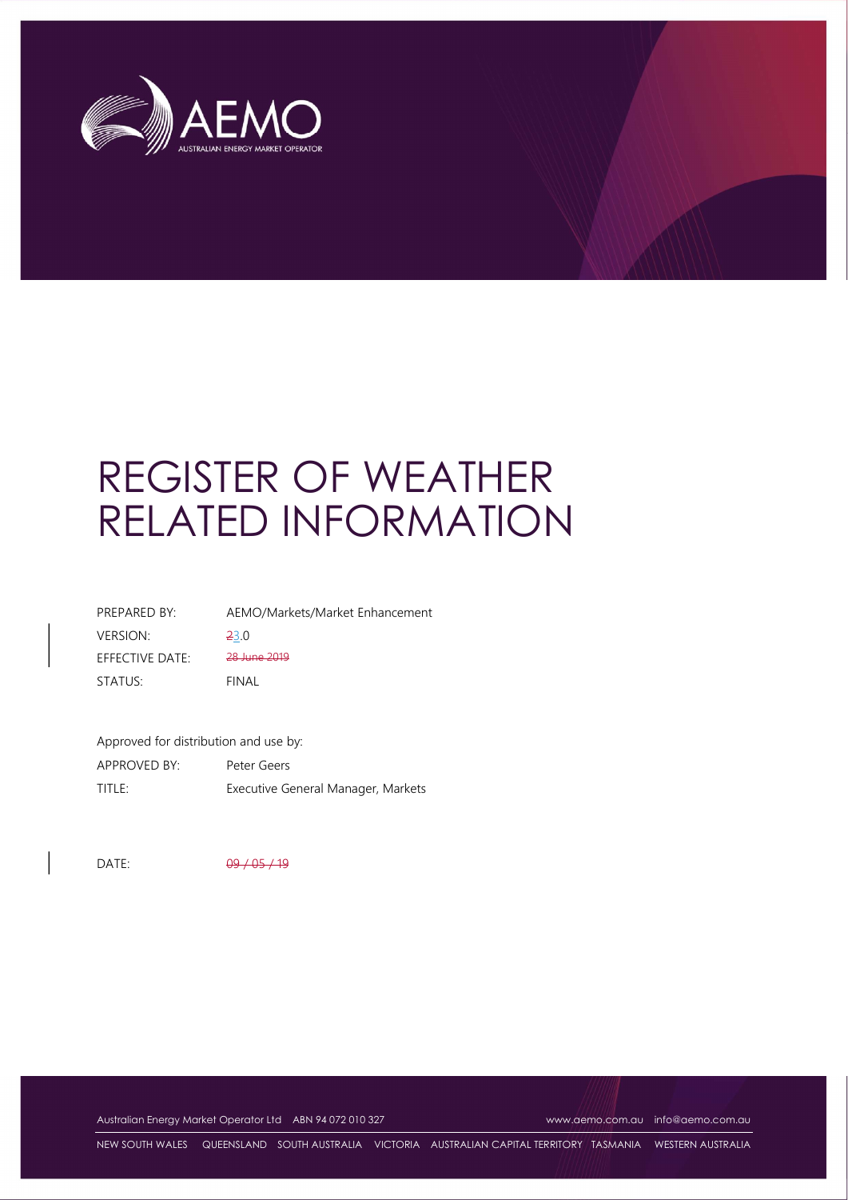# REGISTER OF WEATHER RELATED INFORMATION

| | |
|---|---|
| PREPARED BY: | AEMO/Markets/Market Enhancement |
| VERSION: | ~~2~~3.0 |
| EFFECTIVE DATE: | ~~28 June 2019~~ |
| STATUS: | FINAL |

Approved for distribution and use by:

| | |
|---|---|
| APPROVED BY: | Peter Geers |
| TITLE: | Executive General Manager, Markets |

DATE: ~~09 / 05 / 19~~

Australian Energy Market Operator Ltd ABN 94 072 010 327 www.aemo.com.au info@aemo.com.au

NEW SOUTH WALES QUEENSLAND SOUTH AUSTRALIA VICTORIA AUSTRALIAN CAPITAL TERRITORY TASMANIA WESTERN AUSTRALIA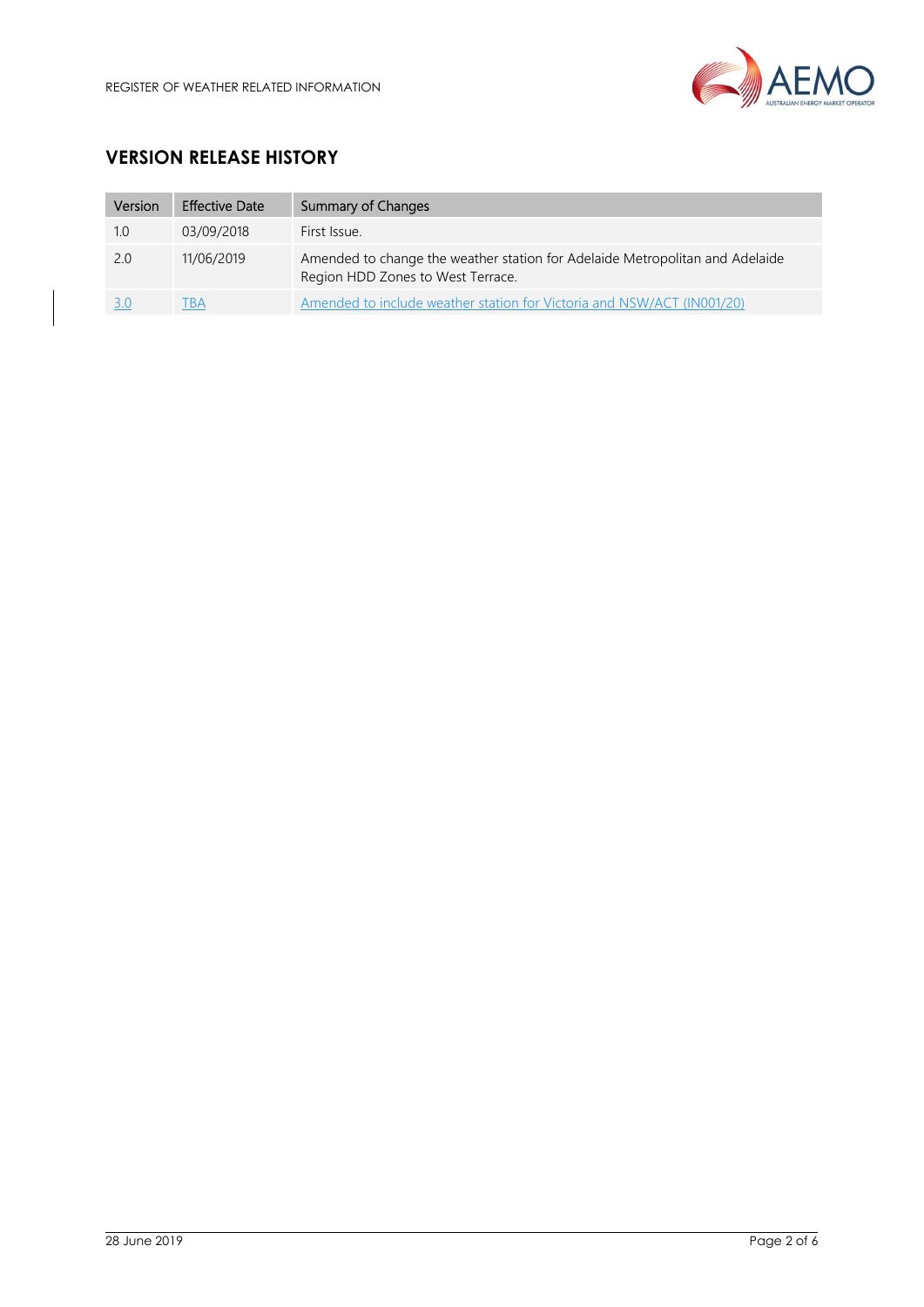## VERSION RELEASE HISTORY

| Version | Effective Date | Summary of Changes |
|---|---|---|
| 1.0 | 03/09/2018 | First Issue. |
| 2.0 | 11/06/2019 | Amended to change the weather station for Adelaide Metropolitan and Adelaide Region HDD Zones to West Terrace. |
| 3.0 | TBA | Amended to include weather station for Victoria and NSW/ACT (IN001/20) |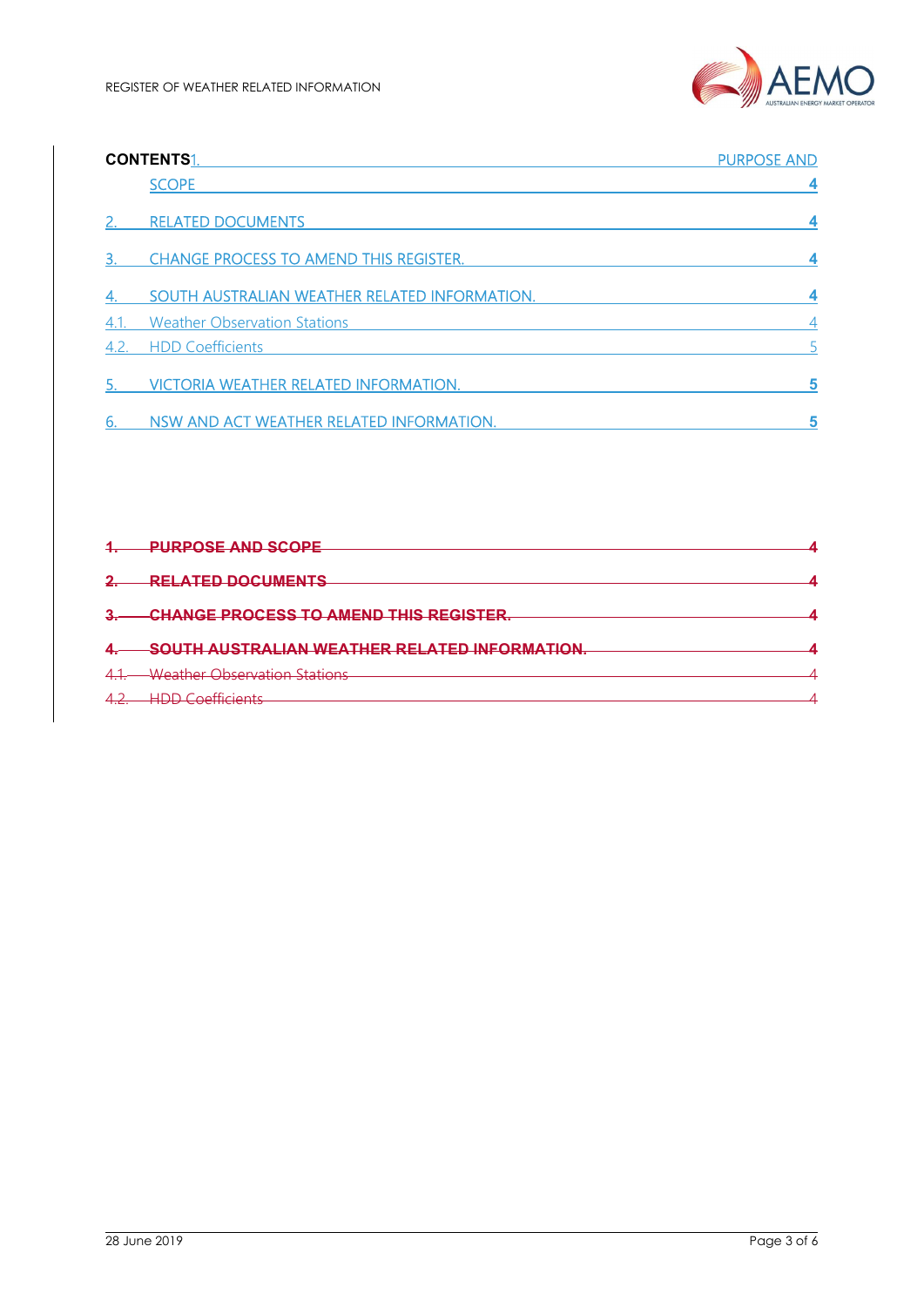**CONTENTS**

1. PURPOSE AND SCOPE 4
2. RELATED DOCUMENTS 4
3. CHANGE PROCESS TO AMEND THIS REGISTER. 4
4. SOUTH AUSTRALIAN WEATHER RELATED INFORMATION. 4
   - 4.1. Weather Observation Stations 4
   - 4.2. HDD Coefficients 5
5. VICTORIA WEATHER RELATED INFORMATION. 5
6. NSW AND ACT WEATHER RELATED INFORMATION. 5

~~1. PURPOSE AND SCOPE 4~~

~~2. RELATED DOCUMENTS 4~~

~~3. CHANGE PROCESS TO AMEND THIS REGISTER. 4~~

~~4. SOUTH AUSTRALIAN WEATHER RELATED INFORMATION. 4~~

~~4.1. Weather Observation Stations 4~~

~~4.2. HDD Coefficients 4~~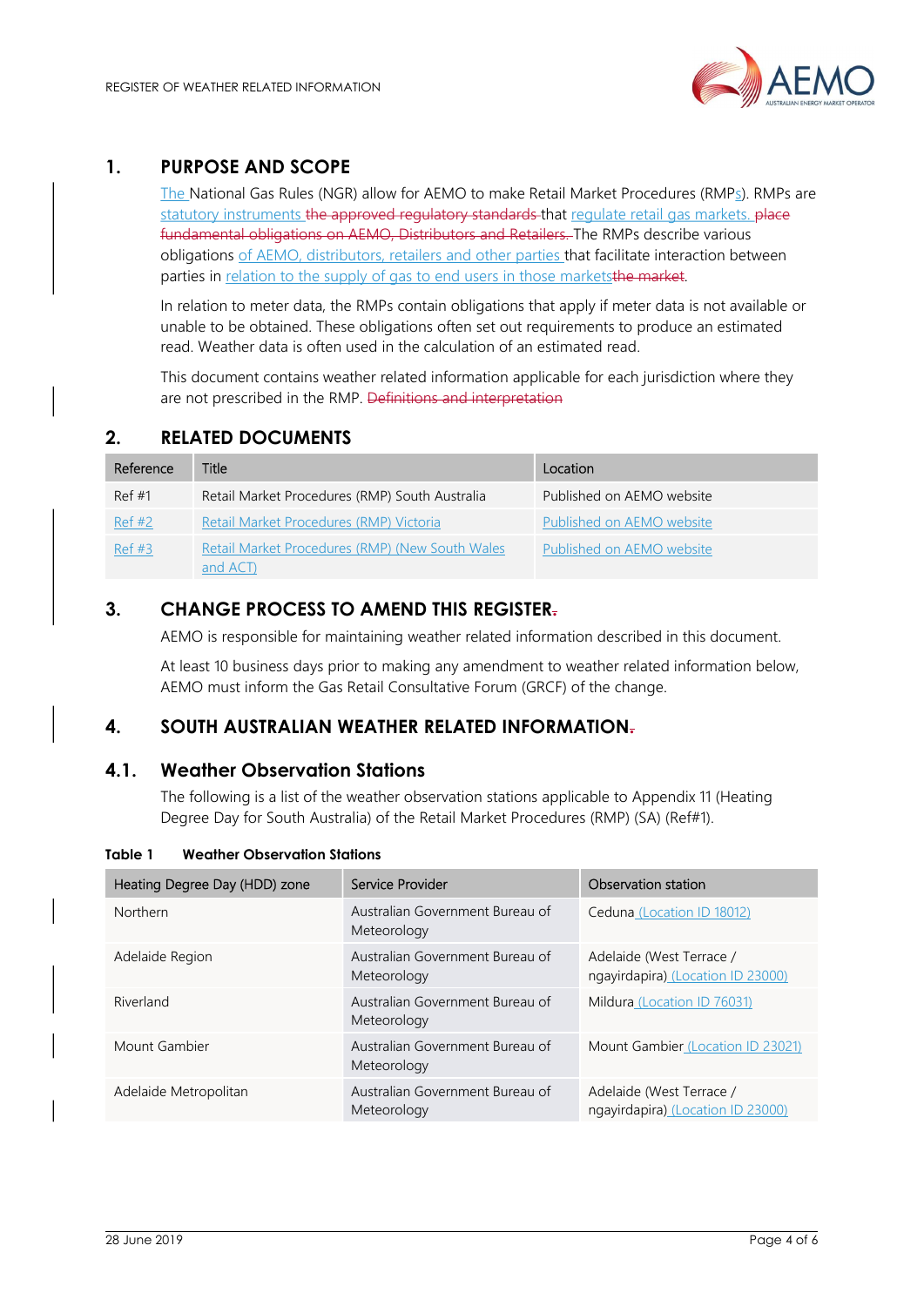# 1. PURPOSE AND SCOPE

The National Gas Rules (NGR) allow for AEMO to make Retail Market Procedures (RMPs). RMPs are statutory instruments ~~the approved regulatory standards~~ that regulate retail gas markets. ~~place fundamental obligations on AEMO, Distributors and Retailers.~~ The RMPs describe various obligations of AEMO, distributors, retailers and other parties that facilitate interaction between parties in relation to the supply of gas to end users in those markets~~the market~~.

In relation to meter data, the RMPs contain obligations that apply if meter data is not available or unable to be obtained. These obligations often set out requirements to produce an estimated read. Weather data is often used in the calculation of an estimated read.

This document contains weather related information applicable for each jurisdiction where they are not prescribed in the RMP. ~~Definitions and interpretation~~

# 2. RELATED DOCUMENTS

| Reference | Title | Location |
|---|---|---|
| Ref #1 | Retail Market Procedures (RMP) South Australia | Published on AEMO website |
| Ref #2 | Retail Market Procedures (RMP) Victoria | Published on AEMO website |
| Ref #3 | Retail Market Procedures (RMP) (New South Wales and ACT) | Published on AEMO website |

# 3. CHANGE PROCESS TO AMEND THIS REGISTER~~.~~

AEMO is responsible for maintaining weather related information described in this document.

At least 10 business days prior to making any amendment to weather related information below, AEMO must inform the Gas Retail Consultative Forum (GRCF) of the change.

# 4. SOUTH AUSTRALIAN WEATHER RELATED INFORMATION~~.~~

## 4.1. Weather Observation Stations

The following is a list of the weather observation stations applicable to Appendix 11 (Heating Degree Day for South Australia) of the Retail Market Procedures (RMP) (SA) (Ref#1).

**Table 1 Weather Observation Stations**

| Heating Degree Day (HDD) zone | Service Provider | Observation station |
|---|---|---|
| Northern | Australian Government Bureau of Meteorology | Ceduna (Location ID 18012) |
| Adelaide Region | Australian Government Bureau of Meteorology | Adelaide (West Terrace / ngayirdapira) (Location ID 23000) |
| Riverland | Australian Government Bureau of Meteorology | Mildura (Location ID 76031) |
| Mount Gambier | Australian Government Bureau of Meteorology | Mount Gambier (Location ID 23021) |
| Adelaide Metropolitan | Australian Government Bureau of Meteorology | Adelaide (West Terrace / ngayirdapira) (Location ID 23000) |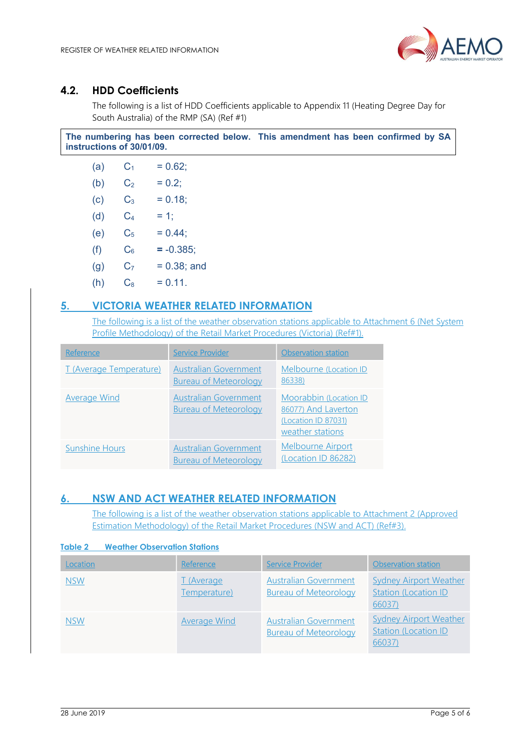## 4.2. HDD Coefficients

The following is a list of HDD Coefficients applicable to Appendix 11 (Heating Degree Day for South Australia) of the RMP (SA) (Ref #1)

**The numbering has been corrected below. This amendment has been confirmed by SA instructions of 30/01/09.**

(a) $C_1$ = 0.62;

(b) $C_2$ = 0.2;

(c) $C_3$ = 0.18;

(d) $C_4$ = 1;

(e) $C_5$ = 0.44;

(f) $C_6$ **=** -0.385;

(g) $C_7$ = 0.38; and

(h) $C_8$ = 0.11.

# 5. VICTORIA WEATHER RELATED INFORMATION

The following is a list of the weather observation stations applicable to Attachment 6 (Net System Profile Methodology) of the Retail Market Procedures (Victoria) (Ref#1).

| Reference | Service Provider | Observation station |
|---|---|---|
| T (Average Temperature) | Australian Government Bureau of Meteorology | Melbourne (Location ID 86338) |
| Average Wind | Australian Government Bureau of Meteorology | Moorabbin (Location ID 86077) And Laverton (Location ID 87031) weather stations |
| Sunshine Hours | Australian Government Bureau of Meteorology | Melbourne Airport (Location ID 86282) |

# 6. NSW AND ACT WEATHER RELATED INFORMATION

The following is a list of the weather observation stations applicable to Attachment 2 (Approved Estimation Methodology) of the Retail Market Procedures (NSW and ACT) (Ref#3).

**Table 2 Weather Observation Stations**

| Location | Reference | Service Provider | Observation station |
|---|---|---|---|
| NSW | T (Average Temperature) | Australian Government Bureau of Meteorology | Sydney Airport Weather Station (Location ID 66037) |
| NSW | Average Wind | Australian Government Bureau of Meteorology | Sydney Airport Weather Station (Location ID 66037) |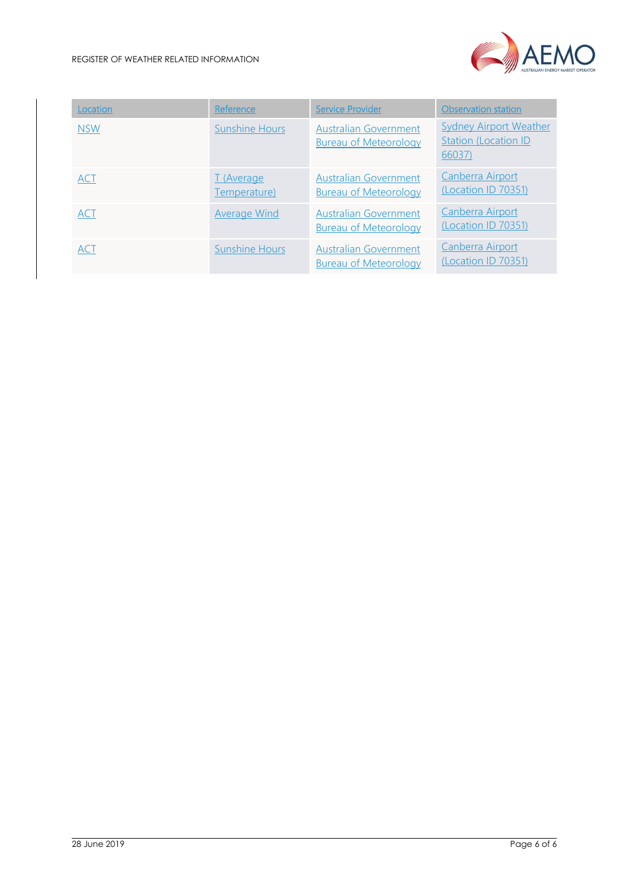| Location | Reference | Service Provider | Observation station |
|---|---|---|---|
| NSW | Sunshine Hours | Australian Government Bureau of Meteorology | Sydney Airport Weather Station (Location ID 66037) |
| ACT | T (Average Temperature) | Australian Government Bureau of Meteorology | Canberra Airport (Location ID 70351) |
| ACT | Average Wind | Australian Government Bureau of Meteorology | Canberra Airport (Location ID 70351) |
| ACT | Sunshine Hours | Australian Government Bureau of Meteorology | Canberra Airport (Location ID 70351) |